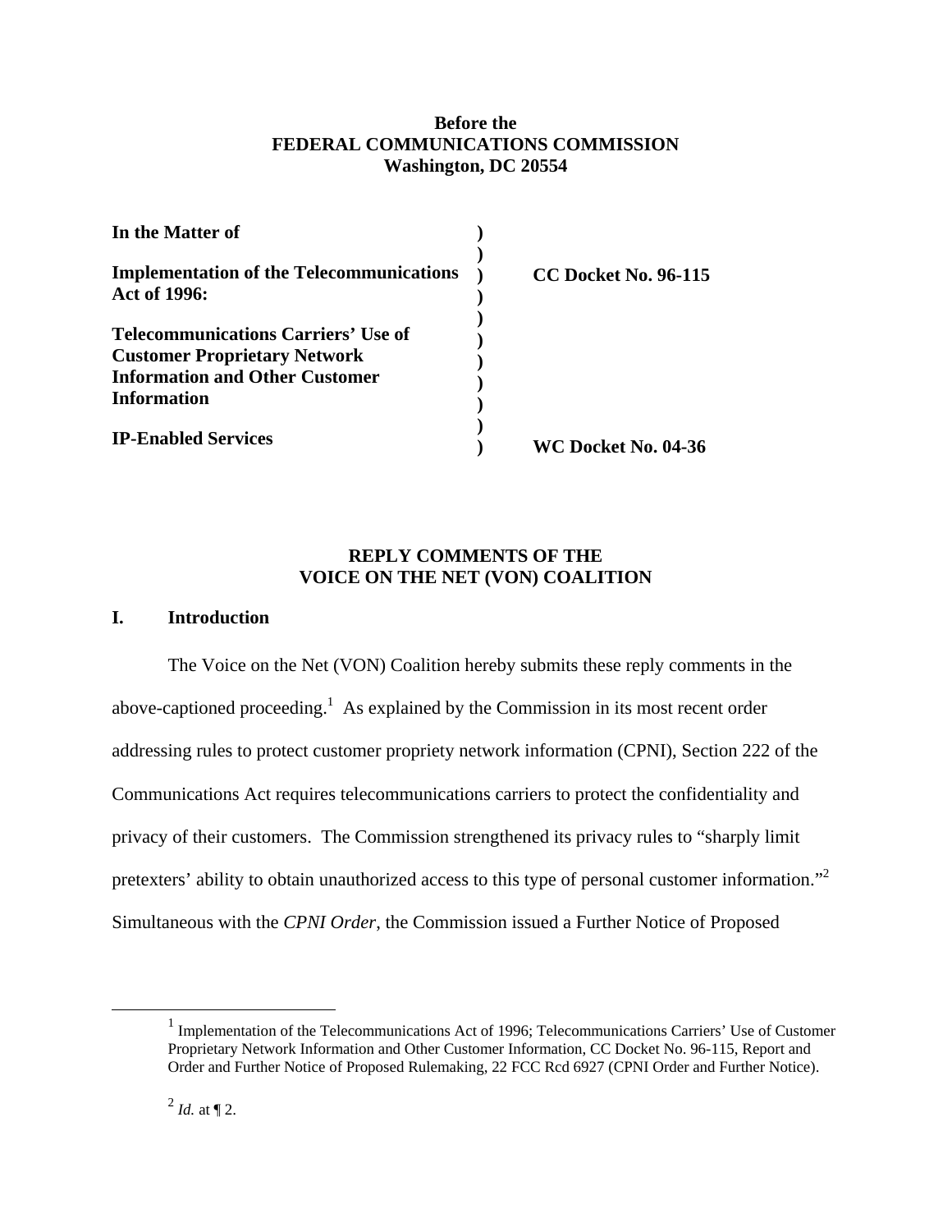**Before the**
**FEDERAL COMMUNICATIONS COMMISSION**
**Washington, DC 20554**

| | | |
|---|---|---|
| **In the Matter of** | ) | |
| | ) | |
| **Implementation of the Telecommunications Act of 1996:** | ) | **CC Docket No. 96-115** |
| | ) | |
| **Telecommunications Carriers' Use of Customer Proprietary Network Information and Other Customer Information** | ) | |
| | ) | |
| **IP-Enabled Services** | ) | **WC Docket No. 04-36** |

**REPLY COMMENTS OF THE**
**VOICE ON THE NET (VON) COALITION**

## I. Introduction

The Voice on the Net (VON) Coalition hereby submits these reply comments in the above-captioned proceeding.[1] As explained by the Commission in its most recent order addressing rules to protect customer propriety network information (CPNI), Section 222 of the Communications Act requires telecommunications carriers to protect the confidentiality and privacy of their customers. The Commission strengthened its privacy rules to "sharply limit pretexters' ability to obtain unauthorized access to this type of personal customer information."[2] Simultaneous with the *CPNI Order*, the Commission issued a Further Notice of Proposed

---

[1] Implementation of the Telecommunications Act of 1996; Telecommunications Carriers' Use of Customer Proprietary Network Information and Other Customer Information, CC Docket No. 96-115, Report and Order and Further Notice of Proposed Rulemaking, 22 FCC Rcd 6927 (CPNI Order and Further Notice).

[2] *Id.* at ¶ 2.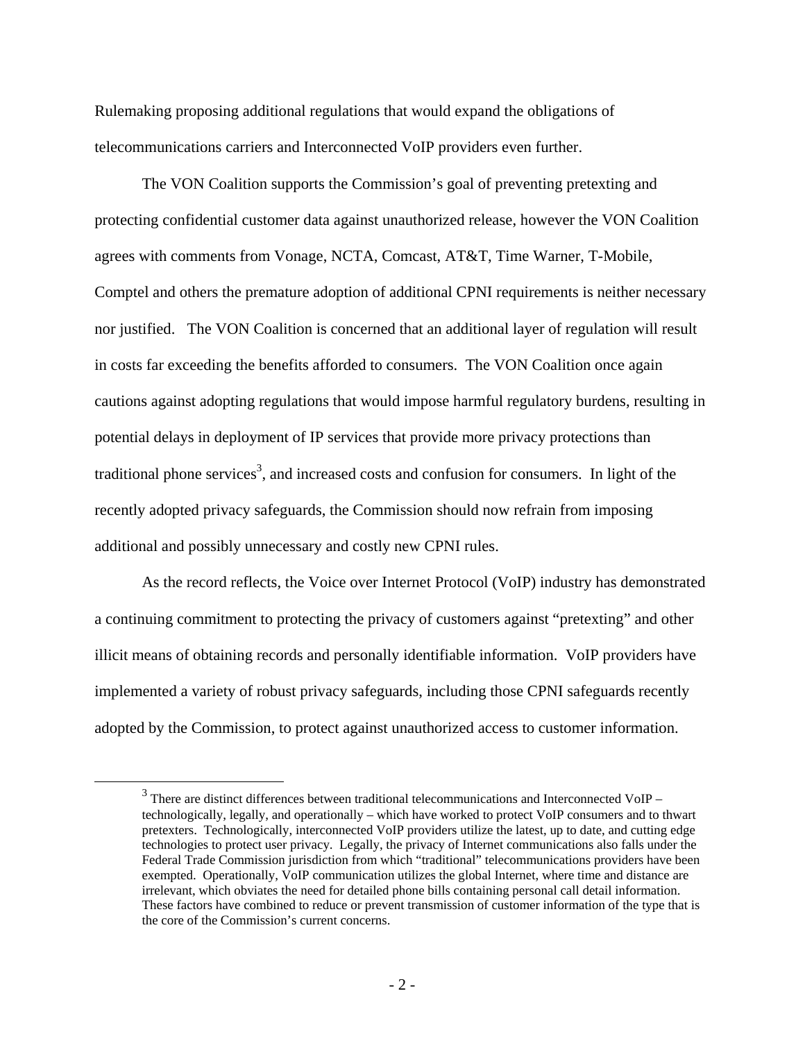Rulemaking proposing additional regulations that would expand the obligations of telecommunications carriers and Interconnected VoIP providers even further.

The VON Coalition supports the Commission's goal of preventing pretexting and protecting confidential customer data against unauthorized release, however the VON Coalition agrees with comments from Vonage, NCTA, Comcast, AT&T, Time Warner, T-Mobile, Comptel and others the premature adoption of additional CPNI requirements is neither necessary nor justified. The VON Coalition is concerned that an additional layer of regulation will result in costs far exceeding the benefits afforded to consumers. The VON Coalition once again cautions against adopting regulations that would impose harmful regulatory burdens, resulting in potential delays in deployment of IP services that provide more privacy protections than traditional phone services[3], and increased costs and confusion for consumers. In light of the recently adopted privacy safeguards, the Commission should now refrain from imposing additional and possibly unnecessary and costly new CPNI rules.

As the record reflects, the Voice over Internet Protocol (VoIP) industry has demonstrated a continuing commitment to protecting the privacy of customers against "pretexting" and other illicit means of obtaining records and personally identifiable information. VoIP providers have implemented a variety of robust privacy safeguards, including those CPNI safeguards recently adopted by the Commission, to protect against unauthorized access to customer information.

---

[3] There are distinct differences between traditional telecommunications and Interconnected VoIP – technologically, legally, and operationally – which have worked to protect VoIP consumers and to thwart pretexters. Technologically, interconnected VoIP providers utilize the latest, up to date, and cutting edge technologies to protect user privacy. Legally, the privacy of Internet communications also falls under the Federal Trade Commission jurisdiction from which "traditional" telecommunications providers have been exempted. Operationally, VoIP communication utilizes the global Internet, where time and distance are irrelevant, which obviates the need for detailed phone bills containing personal call detail information. These factors have combined to reduce or prevent transmission of customer information of the type that is the core of the Commission's current concerns.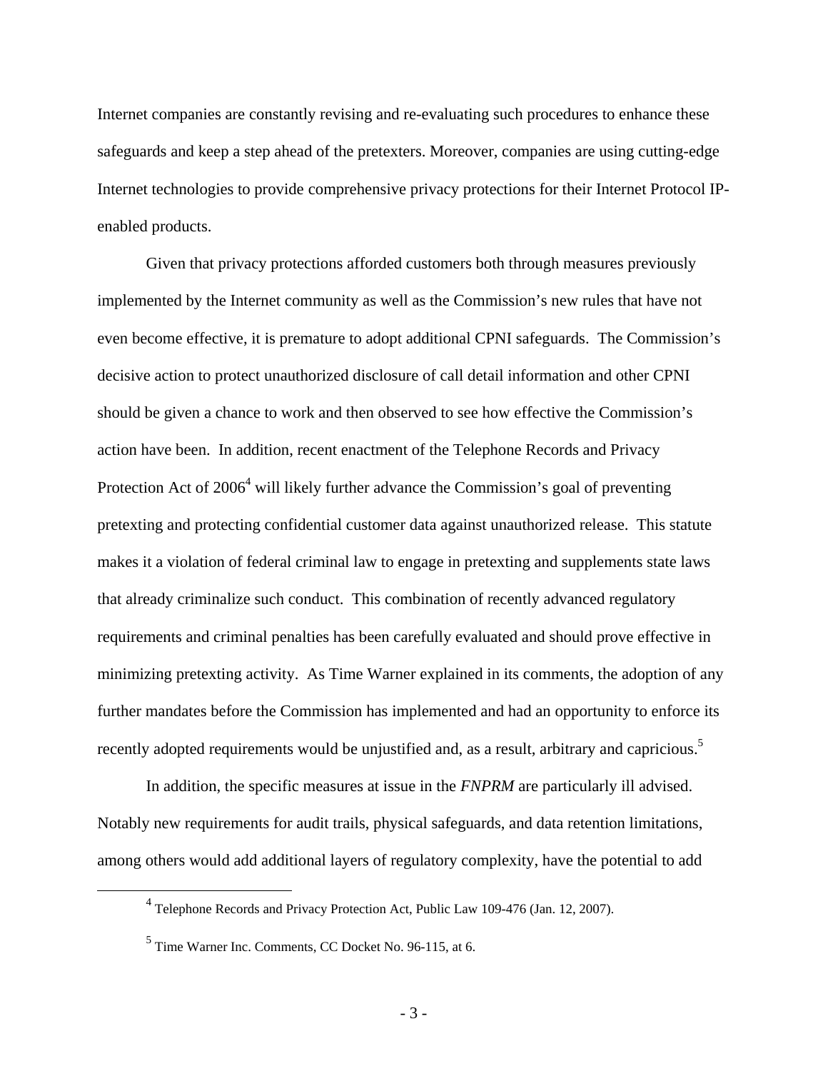Internet companies are constantly revising and re-evaluating such procedures to enhance these safeguards and keep a step ahead of the pretexters. Moreover, companies are using cutting-edge Internet technologies to provide comprehensive privacy protections for their Internet Protocol IP-enabled products.

Given that privacy protections afforded customers both through measures previously implemented by the Internet community as well as the Commission's new rules that have not even become effective, it is premature to adopt additional CPNI safeguards. The Commission's decisive action to protect unauthorized disclosure of call detail information and other CPNI should be given a chance to work and then observed to see how effective the Commission's action have been. In addition, recent enactment of the Telephone Records and Privacy Protection Act of 2006[4] will likely further advance the Commission's goal of preventing pretexting and protecting confidential customer data against unauthorized release. This statute makes it a violation of federal criminal law to engage in pretexting and supplements state laws that already criminalize such conduct. This combination of recently advanced regulatory requirements and criminal penalties has been carefully evaluated and should prove effective in minimizing pretexting activity. As Time Warner explained in its comments, the adoption of any further mandates before the Commission has implemented and had an opportunity to enforce its recently adopted requirements would be unjustified and, as a result, arbitrary and capricious.[5]

In addition, the specific measures at issue in the *FNPRM* are particularly ill advised. Notably new requirements for audit trails, physical safeguards, and data retention limitations, among others would add additional layers of regulatory complexity, have the potential to add

[4] Telephone Records and Privacy Protection Act, Public Law 109-476 (Jan. 12, 2007).

[5] Time Warner Inc. Comments, CC Docket No. 96-115, at 6.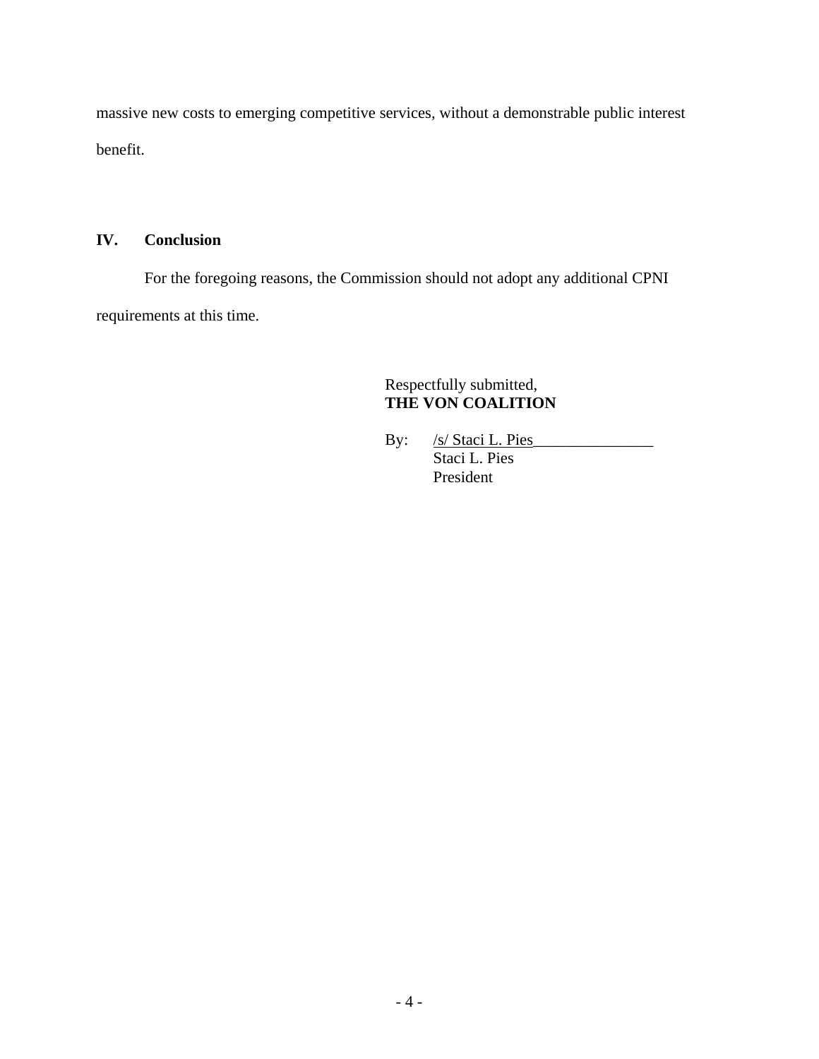massive new costs to emerging competitive services, without a demonstrable public interest benefit.

## IV. Conclusion

For the foregoing reasons, the Commission should not adopt any additional CPNI requirements at this time.

Respectfully submitted,
**THE VON COALITION**

By: /s/ Staci L. Pies_______________
Staci L. Pies
President